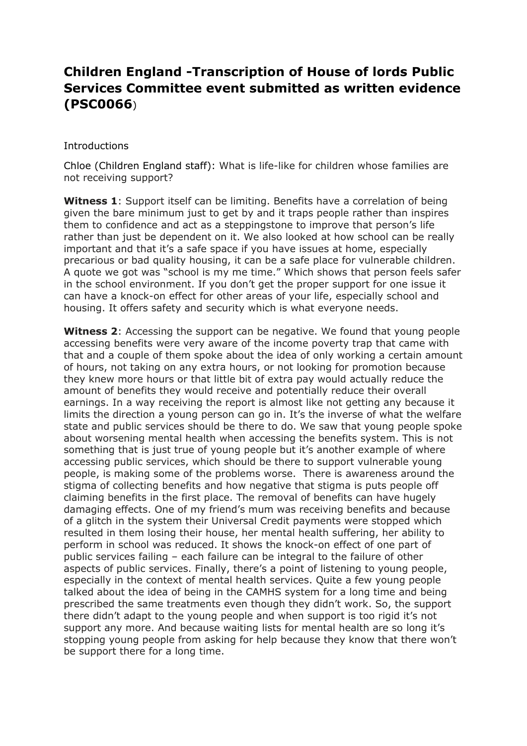# Children England -Transcription of House of lords Public Services Committee event submitted as written evidence (PSC0066)

Introductions

Chloe (Children England staff): What is life-like for children whose families are not receiving support?

**Witness 1**: Support itself can be limiting. Benefits have a correlation of being given the bare minimum just to get by and it traps people rather than inspires them to confidence and act as a steppingstone to improve that person's life rather than just be dependent on it. We also looked at how school can be really important and that it's a safe space if you have issues at home, especially precarious or bad quality housing, it can be a safe place for vulnerable children. A quote we got was "school is my me time." Which shows that person feels safer in the school environment. If you don't get the proper support for one issue it can have a knock-on effect for other areas of your life, especially school and housing. It offers safety and security which is what everyone needs.

**Witness 2**: Accessing the support can be negative. We found that young people accessing benefits were very aware of the income poverty trap that came with that and a couple of them spoke about the idea of only working a certain amount of hours, not taking on any extra hours, or not looking for promotion because they knew more hours or that little bit of extra pay would actually reduce the amount of benefits they would receive and potentially reduce their overall earnings. In a way receiving the report is almost like not getting any because it limits the direction a young person can go in. It's the inverse of what the welfare state and public services should be there to do. We saw that young people spoke about worsening mental health when accessing the benefits system. This is not something that is just true of young people but it's another example of where accessing public services, which should be there to support vulnerable young people, is making some of the problems worse. There is awareness around the stigma of collecting benefits and how negative that stigma is puts people off claiming benefits in the first place. The removal of benefits can have hugely damaging effects. One of my friend's mum was receiving benefits and because of a glitch in the system their Universal Credit payments were stopped which resulted in them losing their house, her mental health suffering, her ability to perform in school was reduced. It shows the knock-on effect of one part of public services failing – each failure can be integral to the failure of other aspects of public services. Finally, there's a point of listening to young people, especially in the context of mental health services. Quite a few young people talked about the idea of being in the CAMHS system for a long time and being prescribed the same treatments even though they didn't work. So, the support there didn't adapt to the young people and when support is too rigid it's not support any more. And because waiting lists for mental health are so long it's stopping young people from asking for help because they know that there won't be support there for a long time.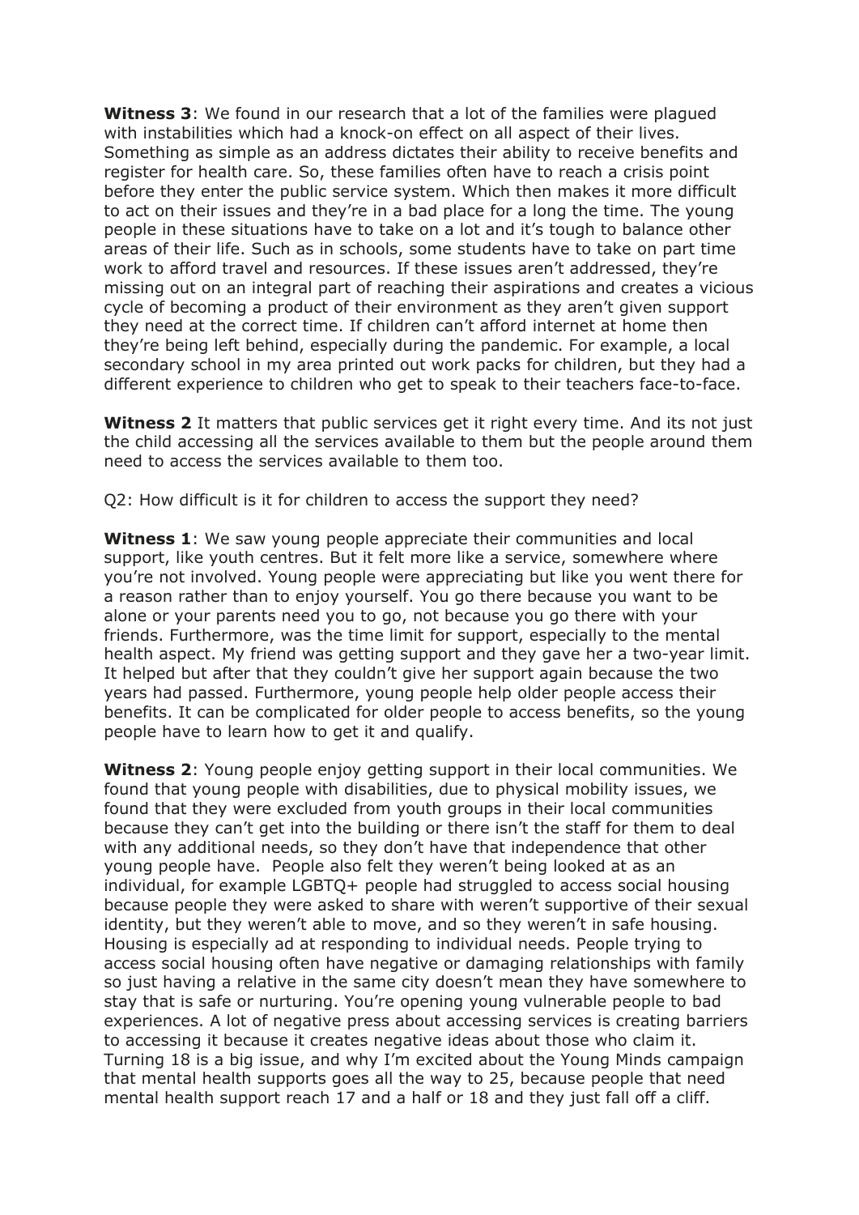**Witness 3**: We found in our research that a lot of the families were plagued with instabilities which had a knock-on effect on all aspect of their lives. Something as simple as an address dictates their ability to receive benefits and register for health care. So, these families often have to reach a crisis point before they enter the public service system. Which then makes it more difficult to act on their issues and they're in a bad place for a long the time. The young people in these situations have to take on a lot and it's tough to balance other areas of their life. Such as in schools, some students have to take on part time work to afford travel and resources. If these issues aren't addressed, they're missing out on an integral part of reaching their aspirations and creates a vicious cycle of becoming a product of their environment as they aren't given support they need at the correct time. If children can't afford internet at home then they're being left behind, especially during the pandemic. For example, a local secondary school in my area printed out work packs for children, but they had a different experience to children who get to speak to their teachers face-to-face.

**Witness 2** It matters that public services get it right every time. And its not just the child accessing all the services available to them but the people around them need to access the services available to them too.

Q2: How difficult is it for children to access the support they need?

**Witness 1**: We saw young people appreciate their communities and local support, like youth centres. But it felt more like a service, somewhere where you're not involved. Young people were appreciating but like you went there for a reason rather than to enjoy yourself. You go there because you want to be alone or your parents need you to go, not because you go there with your friends. Furthermore, was the time limit for support, especially to the mental health aspect. My friend was getting support and they gave her a two-year limit. It helped but after that they couldn't give her support again because the two years had passed. Furthermore, young people help older people access their benefits. It can be complicated for older people to access benefits, so the young people have to learn how to get it and qualify.

**Witness 2**: Young people enjoy getting support in their local communities. We found that young people with disabilities, due to physical mobility issues, we found that they were excluded from youth groups in their local communities because they can't get into the building or there isn't the staff for them to deal with any additional needs, so they don't have that independence that other young people have. People also felt they weren't being looked at as an individual, for example LGBTQ+ people had struggled to access social housing because people they were asked to share with weren't supportive of their sexual identity, but they weren't able to move, and so they weren't in safe housing. Housing is especially ad at responding to individual needs. People trying to access social housing often have negative or damaging relationships with family so just having a relative in the same city doesn't mean they have somewhere to stay that is safe or nurturing. You're opening young vulnerable people to bad experiences. A lot of negative press about accessing services is creating barriers to accessing it because it creates negative ideas about those who claim it. Turning 18 is a big issue, and why I'm excited about the Young Minds campaign that mental health supports goes all the way to 25, because people that need mental health support reach 17 and a half or 18 and they just fall off a cliff.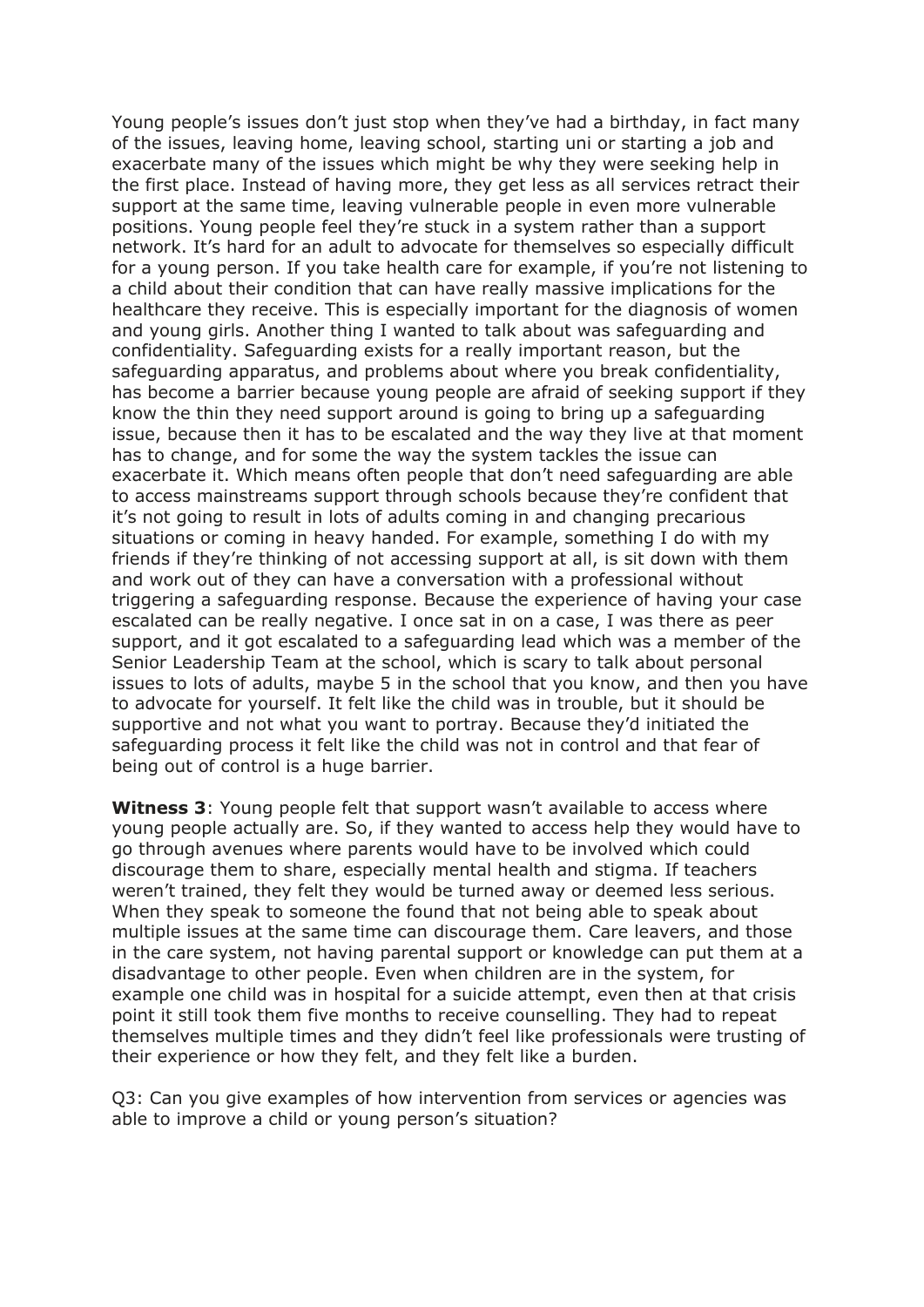Young people's issues don't just stop when they've had a birthday, in fact many of the issues, leaving home, leaving school, starting uni or starting a job and exacerbate many of the issues which might be why they were seeking help in the first place. Instead of having more, they get less as all services retract their support at the same time, leaving vulnerable people in even more vulnerable positions. Young people feel they're stuck in a system rather than a support network. It's hard for an adult to advocate for themselves so especially difficult for a young person. If you take health care for example, if you're not listening to a child about their condition that can have really massive implications for the healthcare they receive. This is especially important for the diagnosis of women and young girls. Another thing I wanted to talk about was safeguarding and confidentiality. Safeguarding exists for a really important reason, but the safeguarding apparatus, and problems about where you break confidentiality, has become a barrier because young people are afraid of seeking support if they know the thin they need support around is going to bring up a safeguarding issue, because then it has to be escalated and the way they live at that moment has to change, and for some the way the system tackles the issue can exacerbate it. Which means often people that don't need safeguarding are able to access mainstreams support through schools because they're confident that it's not going to result in lots of adults coming in and changing precarious situations or coming in heavy handed. For example, something I do with my friends if they're thinking of not accessing support at all, is sit down with them and work out of they can have a conversation with a professional without triggering a safeguarding response. Because the experience of having your case escalated can be really negative. I once sat in on a case, I was there as peer support, and it got escalated to a safeguarding lead which was a member of the Senior Leadership Team at the school, which is scary to talk about personal issues to lots of adults, maybe 5 in the school that you know, and then you have to advocate for yourself. It felt like the child was in trouble, but it should be supportive and not what you want to portray. Because they'd initiated the safeguarding process it felt like the child was not in control and that fear of being out of control is a huge barrier.

**Witness 3**: Young people felt that support wasn't available to access where young people actually are. So, if they wanted to access help they would have to go through avenues where parents would have to be involved which could discourage them to share, especially mental health and stigma. If teachers weren't trained, they felt they would be turned away or deemed less serious. When they speak to someone the found that not being able to speak about multiple issues at the same time can discourage them. Care leavers, and those in the care system, not having parental support or knowledge can put them at a disadvantage to other people. Even when children are in the system, for example one child was in hospital for a suicide attempt, even then at that crisis point it still took them five months to receive counselling. They had to repeat themselves multiple times and they didn't feel like professionals were trusting of their experience or how they felt, and they felt like a burden.

Q3: Can you give examples of how intervention from services or agencies was able to improve a child or young person's situation?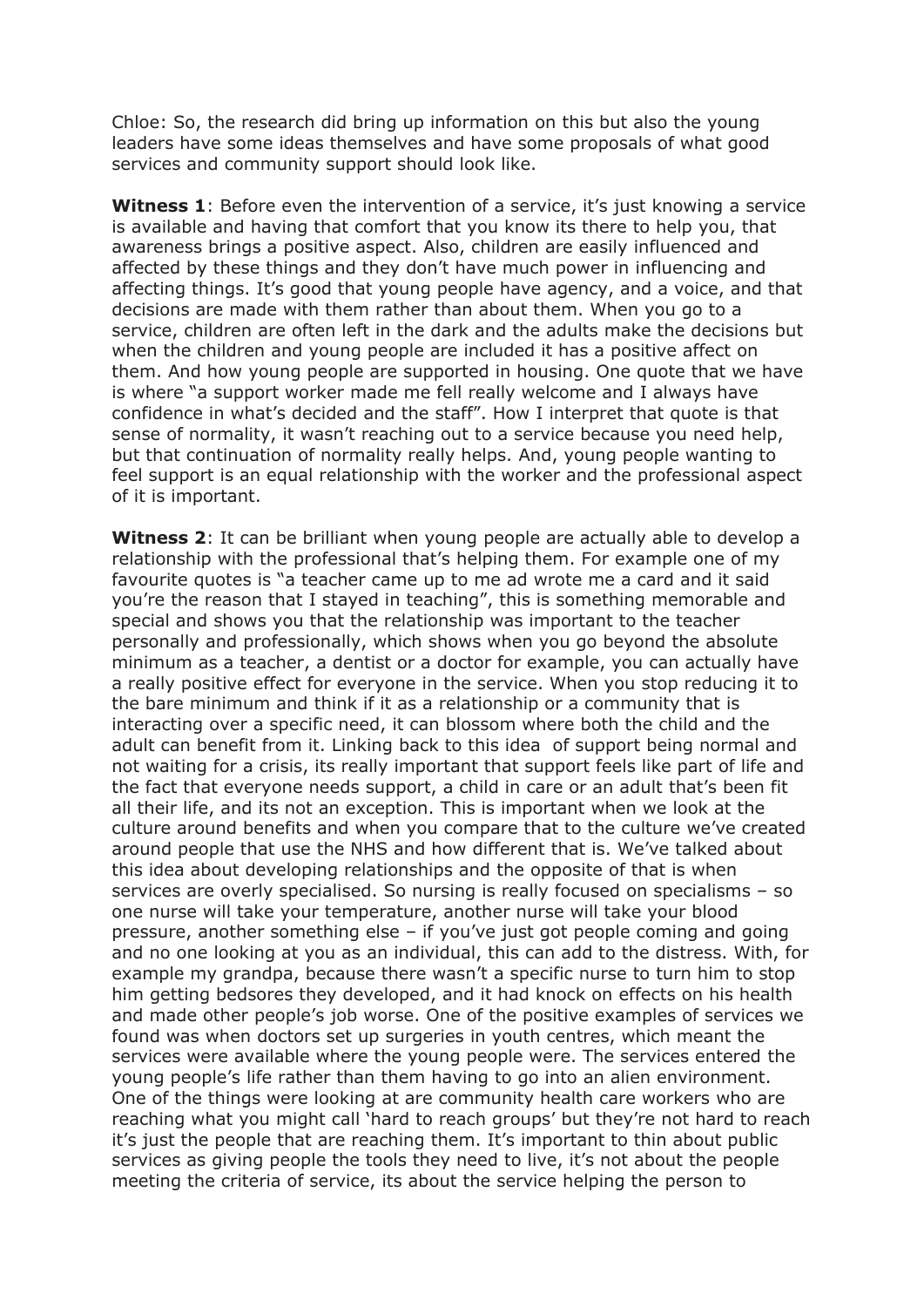Chloe: So, the research did bring up information on this but also the young leaders have some ideas themselves and have some proposals of what good services and community support should look like.

**Witness 1**: Before even the intervention of a service, it's just knowing a service is available and having that comfort that you know its there to help you, that awareness brings a positive aspect. Also, children are easily influenced and affected by these things and they don't have much power in influencing and affecting things. It's good that young people have agency, and a voice, and that decisions are made with them rather than about them. When you go to a service, children are often left in the dark and the adults make the decisions but when the children and young people are included it has a positive affect on them. And how young people are supported in housing. One quote that we have is where "a support worker made me fell really welcome and I always have confidence in what's decided and the staff". How I interpret that quote is that sense of normality, it wasn't reaching out to a service because you need help, but that continuation of normality really helps. And, young people wanting to feel support is an equal relationship with the worker and the professional aspect of it is important.

**Witness 2**: It can be brilliant when young people are actually able to develop a relationship with the professional that's helping them. For example one of my favourite quotes is "a teacher came up to me ad wrote me a card and it said you're the reason that I stayed in teaching", this is something memorable and special and shows you that the relationship was important to the teacher personally and professionally, which shows when you go beyond the absolute minimum as a teacher, a dentist or a doctor for example, you can actually have a really positive effect for everyone in the service. When you stop reducing it to the bare minimum and think if it as a relationship or a community that is interacting over a specific need, it can blossom where both the child and the adult can benefit from it. Linking back to this idea of support being normal and not waiting for a crisis, its really important that support feels like part of life and the fact that everyone needs support, a child in care or an adult that's been fit all their life, and its not an exception. This is important when we look at the culture around benefits and when you compare that to the culture we've created around people that use the NHS and how different that is. We've talked about this idea about developing relationships and the opposite of that is when services are overly specialised. So nursing is really focused on specialisms – so one nurse will take your temperature, another nurse will take your blood pressure, another something else – if you've just got people coming and going and no one looking at you as an individual, this can add to the distress. With, for example my grandpa, because there wasn't a specific nurse to turn him to stop him getting bedsores they developed, and it had knock on effects on his health and made other people's job worse. One of the positive examples of services we found was when doctors set up surgeries in youth centres, which meant the services were available where the young people were. The services entered the young people's life rather than them having to go into an alien environment. One of the things were looking at are community health care workers who are reaching what you might call 'hard to reach groups' but they're not hard to reach it's just the people that are reaching them. It's important to thin about public services as giving people the tools they need to live, it's not about the people meeting the criteria of service, its about the service helping the person to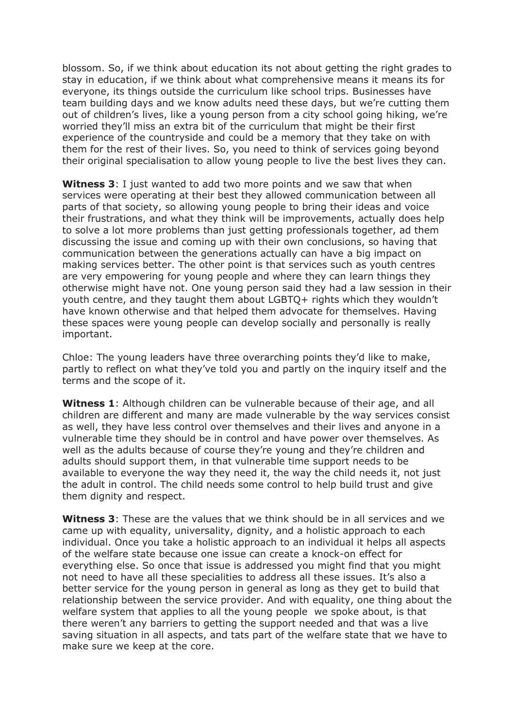blossom. So, if we think about education its not about getting the right grades to stay in education, if we think about what comprehensive means it means its for everyone, its things outside the curriculum like school trips. Businesses have team building days and we know adults need these days, but we're cutting them out of children's lives, like a young person from a city school going hiking, we're worried they'll miss an extra bit of the curriculum that might be their first experience of the countryside and could be a memory that they take on with them for the rest of their lives. So, you need to think of services going beyond their original specialisation to allow young people to live the best lives they can.

**Witness 3**: I just wanted to add two more points and we saw that when services were operating at their best they allowed communication between all parts of that society, so allowing young people to bring their ideas and voice their frustrations, and what they think will be improvements, actually does help to solve a lot more problems than just getting professionals together, ad them discussing the issue and coming up with their own conclusions, so having that communication between the generations actually can have a big impact on making services better. The other point is that services such as youth centres are very empowering for young people and where they can learn things they otherwise might have not. One young person said they had a law session in their youth centre, and they taught them about LGBTQ+ rights which they wouldn't have known otherwise and that helped them advocate for themselves. Having these spaces were young people can develop socially and personally is really important.

Chloe: The young leaders have three overarching points they'd like to make, partly to reflect on what they've told you and partly on the inquiry itself and the terms and the scope of it.

**Witness 1**: Although children can be vulnerable because of their age, and all children are different and many are made vulnerable by the way services consist as well, they have less control over themselves and their lives and anyone in a vulnerable time they should be in control and have power over themselves. As well as the adults because of course they're young and they're children and adults should support them, in that vulnerable time support needs to be available to everyone the way they need it, the way the child needs it, not just the adult in control. The child needs some control to help build trust and give them dignity and respect.

**Witness 3**: These are the values that we think should be in all services and we came up with equality, universality, dignity, and a holistic approach to each individual. Once you take a holistic approach to an individual it helps all aspects of the welfare state because one issue can create a knock-on effect for everything else. So once that issue is addressed you might find that you might not need to have all these specialities to address all these issues. It's also a better service for the young person in general as long as they get to build that relationship between the service provider. And with equality, one thing about the welfare system that applies to all the young people  we spoke about, is that there weren't any barriers to getting the support needed and that was a live saving situation in all aspects, and tats part of the welfare state that we have to make sure we keep at the core.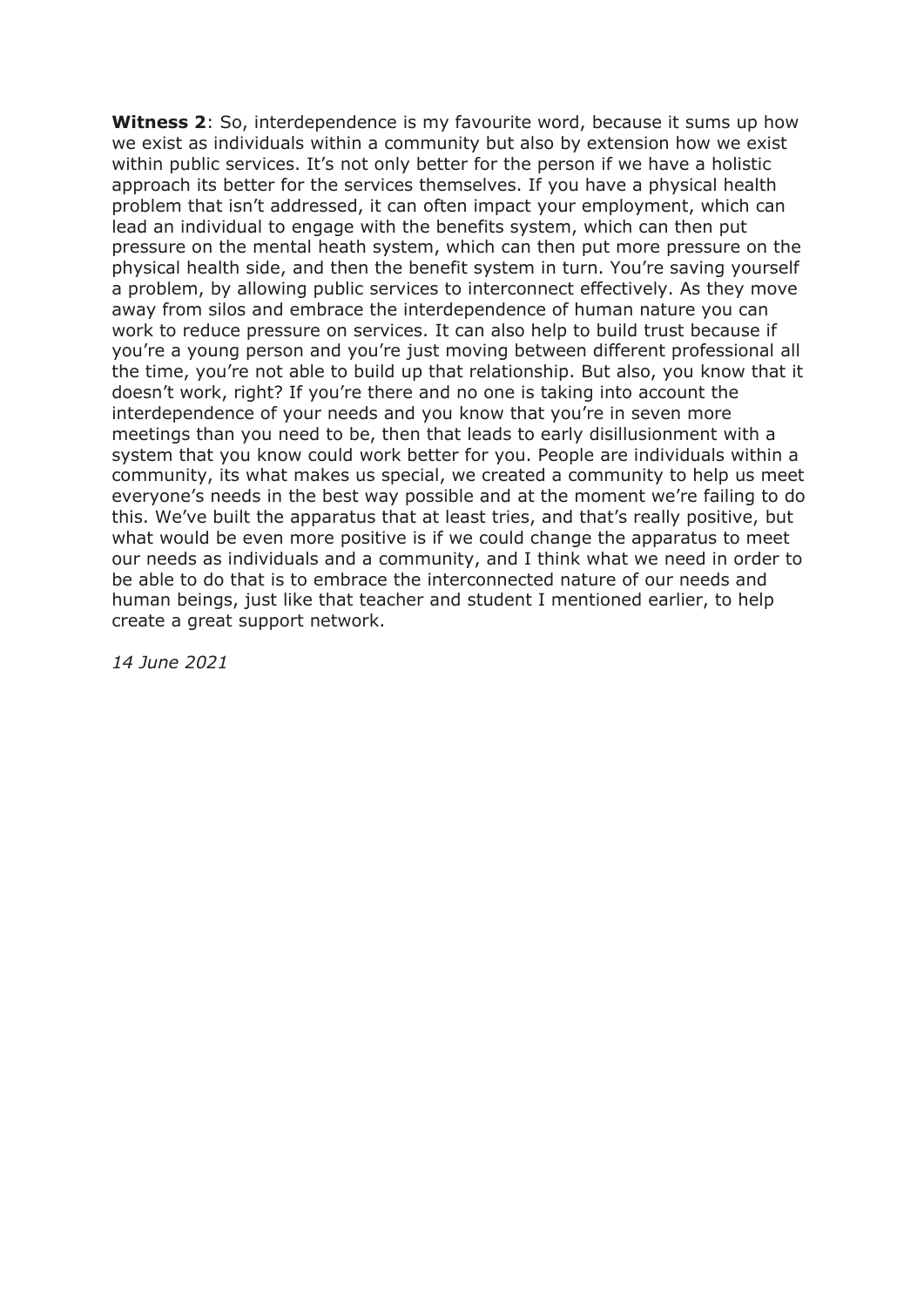**Witness 2**: So, interdependence is my favourite word, because it sums up how we exist as individuals within a community but also by extension how we exist within public services. It's not only better for the person if we have a holistic approach its better for the services themselves. If you have a physical health problem that isn't addressed, it can often impact your employment, which can lead an individual to engage with the benefits system, which can then put pressure on the mental heath system, which can then put more pressure on the physical health side, and then the benefit system in turn. You're saving yourself a problem, by allowing public services to interconnect effectively. As they move away from silos and embrace the interdependence of human nature you can work to reduce pressure on services. It can also help to build trust because if you're a young person and you're just moving between different professional all the time, you're not able to build up that relationship. But also, you know that it doesn't work, right? If you're there and no one is taking into account the interdependence of your needs and you know that you're in seven more meetings than you need to be, then that leads to early disillusionment with a system that you know could work better for you. People are individuals within a community, its what makes us special, we created a community to help us meet everyone's needs in the best way possible and at the moment we're failing to do this. We've built the apparatus that at least tries, and that's really positive, but what would be even more positive is if we could change the apparatus to meet our needs as individuals and a community, and I think what we need in order to be able to do that is to embrace the interconnected nature of our needs and human beings, just like that teacher and student I mentioned earlier, to help create a great support network.

*14 June 2021*